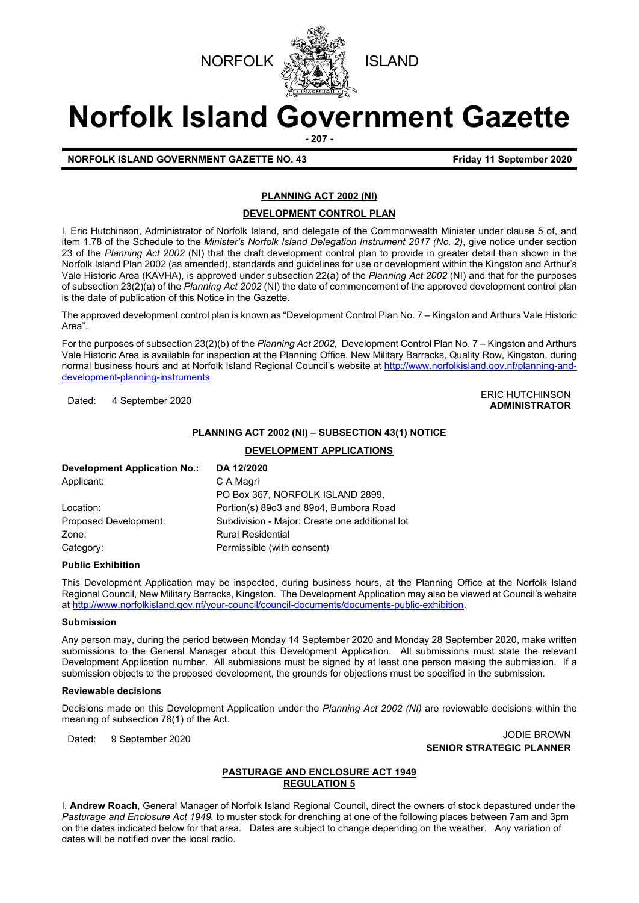NORFOLK ISLAND

# Norfolk Island Government Gazette

**NORFOLK ISLAND GOVERNMENT GAZETTE NO. 43** **Friday 11 September 2020**

## PLANNING ACT 2002 (NI)

### DEVELOPMENT CONTROL PLAN

I, Eric Hutchinson, Administrator of Norfolk Island, and delegate of the Commonwealth Minister under clause 5 of, and item 1.78 of the Schedule to the *Minister's Norfolk Island Delegation Instrument 2017 (No. 2)*, give notice under section 23 of the *Planning Act 2002* (NI) that the draft development control plan to provide in greater detail than shown in the Norfolk Island Plan 2002 (as amended), standards and guidelines for use or development within the Kingston and Arthur's Vale Historic Area (KAVHA), is approved under subsection 22(a) of the *Planning Act 2002* (NI) and that for the purposes of subsection 23(2)(a) of the *Planning Act 2002* (NI) the date of commencement of the approved development control plan is the date of publication of this Notice in the Gazette.

The approved development control plan is known as "Development Control Plan No. 7 – Kingston and Arthurs Vale Historic Area".

For the purposes of subsection 23(2)(b) of the *Planning Act 2002,* Development Control Plan No. 7 – Kingston and Arthurs Vale Historic Area is available for inspection at the Planning Office, New Military Barracks, Quality Row, Kingston, during normal business hours and at Norfolk Island Regional Council's website at http://www.norfolkisland.gov.nf/planning-and-development-planning-instruments

Dated: 4 September 2020

ERIC HUTCHINSON
**ADMINISTRATOR**

## PLANNING ACT 2002 (NI) – SUBSECTION 43(1) NOTICE

### DEVELOPMENT APPLICATIONS

| **Development Application No.:** | **DA 12/2020** |
|---|---|
| Applicant: | C A Magri<br>PO Box 367, NORFOLK ISLAND 2899, |
| Location: | Portion(s) 89o3 and 89o4, Bumbora Road |
| Proposed Development: | Subdivision - Major: Create one additional lot |
| Zone: | Rural Residential |
| Category: | Permissible (with consent) |

**Public Exhibition**

This Development Application may be inspected, during business hours, at the Planning Office at the Norfolk Island Regional Council, New Military Barracks, Kingston. The Development Application may also be viewed at Council's website at http://www.norfolkisland.gov.nf/your-council/council-documents/documents-public-exhibition.

**Submission**

Any person may, during the period between Monday 14 September 2020 and Monday 28 September 2020, make written submissions to the General Manager about this Development Application. All submissions must state the relevant Development Application number. All submissions must be signed by at least one person making the submission. If a submission objects to the proposed development, the grounds for objections must be specified in the submission.

**Reviewable decisions**

Decisions made on this Development Application under the *Planning Act 2002 (NI)* are reviewable decisions within the meaning of subsection 78(1) of the Act.

Dated: 9 September 2020

JODIE BROWN
**SENIOR STRATEGIC PLANNER**

## PASTURAGE AND ENCLOSURE ACT 1949
### REGULATION 5

I, **Andrew Roach**, General Manager of Norfolk Island Regional Council, direct the owners of stock depastured under the *Pasturage and Enclosure Act 1949,* to muster stock for drenching at one of the following places between 7am and 3pm on the dates indicated below for that area. Dates are subject to change depending on the weather. Any variation of dates will be notified over the local radio.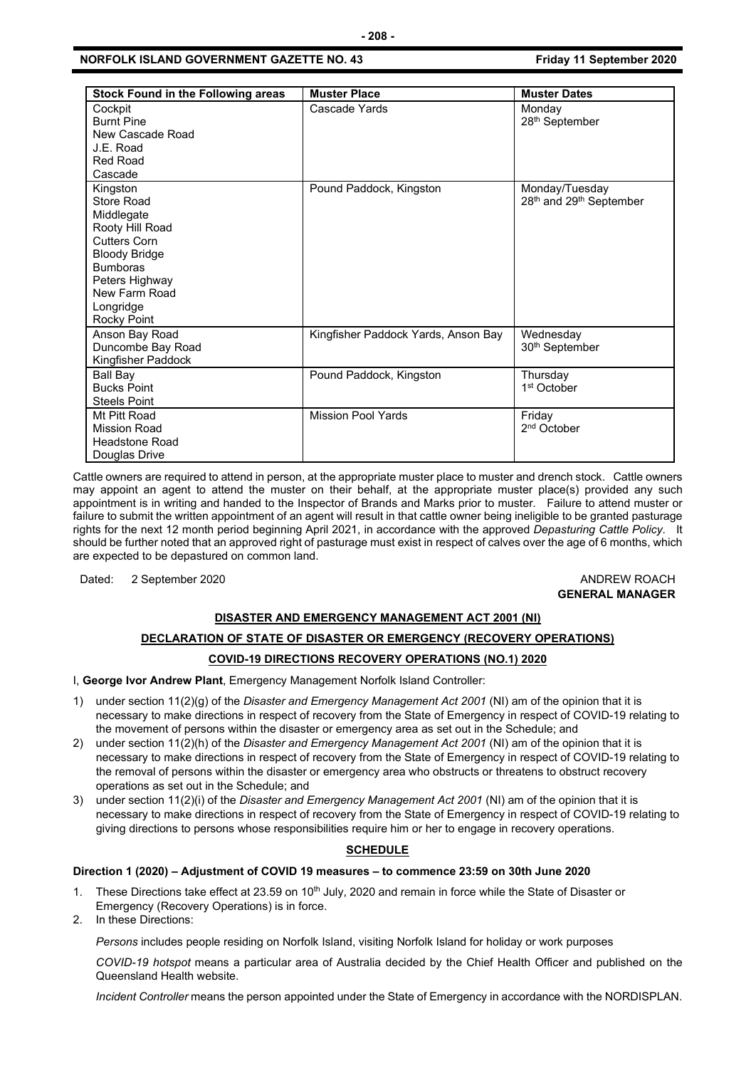| Stock Found in the Following areas | Muster Place | Muster Dates |
| --- | --- | --- |
| Cockpit<br>Burnt Pine<br>New Cascade Road<br>J.E. Road<br>Red Road<br>Cascade | Cascade Yards | Monday<br>28th September |
| Kingston<br>Store Road<br>Middlegate<br>Rooty Hill Road<br>Cutters Corn<br>Bloody Bridge<br>Bumboras<br>Peters Highway<br>New Farm Road<br>Longridge<br>Rocky Point | Pound Paddock, Kingston | Monday/Tuesday<br>28th and 29th September |
| Anson Bay Road<br>Duncombe Bay Road<br>Kingfisher Paddock | Kingfisher Paddock Yards, Anson Bay | Wednesday<br>30th September |
| Ball Bay<br>Bucks Point<br>Steels Point | Pound Paddock, Kingston | Thursday<br>1st October |
| Mt Pitt Road<br>Mission Road<br>Headstone Road<br>Douglas Drive | Mission Pool Yards | Friday<br>2nd October |

Cattle owners are required to attend in person, at the appropriate muster place to muster and drench stock. Cattle owners may appoint an agent to attend the muster on their behalf, at the appropriate muster place(s) provided any such appointment is in writing and handed to the Inspector of Brands and Marks prior to muster. Failure to attend muster or failure to submit the written appointment of an agent will result in that cattle owner being ineligible to be granted pasturage rights for the next 12 month period beginning April 2021, in accordance with the approved *Depasturing Cattle Policy.* It should be further noted that an approved right of pasturage must exist in respect of calves over the age of 6 months, which are expected to be depastured on common land.

Dated: 2 September 2020

ANDREW ROACH
**GENERAL MANAGER**

## DISASTER AND EMERGENCY MANAGEMENT ACT 2001 (NI)

## DECLARATION OF STATE OF DISASTER OR EMERGENCY (RECOVERY OPERATIONS)

## COVID-19 DIRECTIONS RECOVERY OPERATIONS (NO.1) 2020

I, **George Ivor Andrew Plant**, Emergency Management Norfolk Island Controller:

1) under section 11(2)(g) of the *Disaster and Emergency Management Act 2001* (NI) am of the opinion that it is necessary to make directions in respect of recovery from the State of Emergency in respect of COVID-19 relating to the movement of persons within the disaster or emergency area as set out in the Schedule; and
2) under section 11(2)(h) of the *Disaster and Emergency Management Act 2001* (NI) am of the opinion that it is necessary to make directions in respect of recovery from the State of Emergency in respect of COVID-19 relating to the removal of persons within the disaster or emergency area who obstructs or threatens to obstruct recovery operations as set out in the Schedule; and
3) under section 11(2)(i) of the *Disaster and Emergency Management Act 2001* (NI) am of the opinion that it is necessary to make directions in respect of recovery from the State of Emergency in respect of COVID-19 relating to giving directions to persons whose responsibilities require him or her to engage in recovery operations.

## SCHEDULE

**Direction 1 (2020) – Adjustment of COVID 19 measures – to commence 23:59 on 30th June 2020**

1. These Directions take effect at 23.59 on 10th July, 2020 and remain in force while the State of Disaster or Emergency (Recovery Operations) is in force.
2. In these Directions:

   *Persons* includes people residing on Norfolk Island, visiting Norfolk Island for holiday or work purposes

   *COVID-19 hotspot* means a particular area of Australia decided by the Chief Health Officer and published on the Queensland Health website.

   *Incident Controller* means the person appointed under the State of Emergency in accordance with the NORDISPLAN.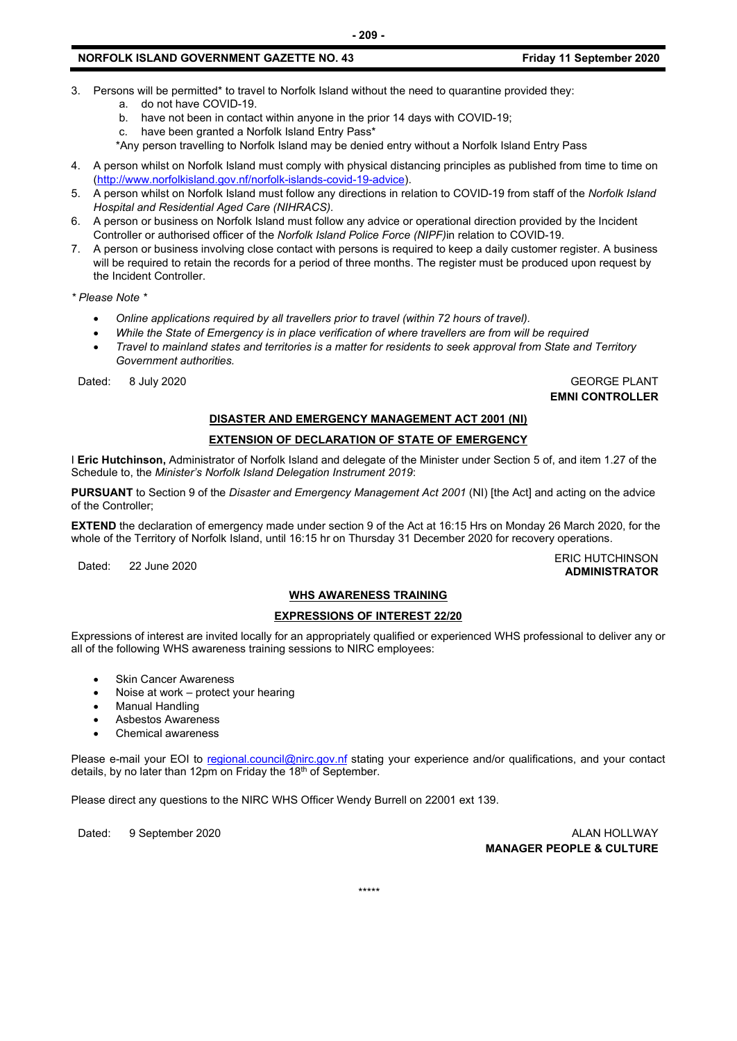3. Persons will be permitted* to travel to Norfolk Island without the need to quarantine provided they:
   a. do not have COVID-19.
   b. have not been in contact within anyone in the prior 14 days with COVID-19;
   c. have been granted a Norfolk Island Entry Pass*

   *Any person travelling to Norfolk Island may be denied entry without a Norfolk Island Entry Pass
4. A person whilst on Norfolk Island must comply with physical distancing principles as published from time to time on (http://www.norfolkisland.gov.nf/norfolk-islands-covid-19-advice).
5. A person whilst on Norfolk Island must follow any directions in relation to COVID-19 from staff of the *Norfolk Island Hospital and Residential Aged Care (NIHRACS).*
6. A person or business on Norfolk Island must follow any advice or operational direction provided by the Incident Controller or authorised officer of the *Norfolk Island Police Force (NIPF)*in relation to COVID-19.
7. A person or business involving close contact with persons is required to keep a daily customer register. A business will be required to retain the records for a period of three months. The register must be produced upon request by the Incident Controller.

*\* Please Note \**

- *Online applications required by all travellers prior to travel (within 72 hours of travel).*
- *While the State of Emergency is in place verification of where travellers are from will be required*
- *Travel to mainland states and territories is a matter for residents to seek approval from State and Territory Government authorities.*

Dated: 8 July 2020

GEORGE PLANT
**EMNI CONTROLLER**

## DISASTER AND EMERGENCY MANAGEMENT ACT 2001 (NI)

## EXTENSION OF DECLARATION OF STATE OF EMERGENCY

I **Eric Hutchinson,** Administrator of Norfolk Island and delegate of the Minister under Section 5 of, and item 1.27 of the Schedule to, the *Minister's Norfolk Island Delegation Instrument 2019*:

**PURSUANT** to Section 9 of the *Disaster and Emergency Management Act 2001* (NI) [the Act] and acting on the advice of the Controller;

**EXTEND** the declaration of emergency made under section 9 of the Act at 16:15 Hrs on Monday 26 March 2020, for the whole of the Territory of Norfolk Island, until 16:15 hr on Thursday 31 December 2020 for recovery operations.

Dated: 22 June 2020

ERIC HUTCHINSON
**ADMINISTRATOR**

## WHS AWARENESS TRAINING

## EXPRESSIONS OF INTEREST 22/20

Expressions of interest are invited locally for an appropriately qualified or experienced WHS professional to deliver any or all of the following WHS awareness training sessions to NIRC employees:

- Skin Cancer Awareness
- Noise at work – protect your hearing
- Manual Handling
- Asbestos Awareness
- Chemical awareness

Please e-mail your EOI to regional.council@nirc.gov.nf stating your experience and/or qualifications, and your contact details, by no later than 12pm on Friday the 18th of September.

Please direct any questions to the NIRC WHS Officer Wendy Burrell on 22001 ext 139.

Dated: 9 September 2020

ALAN HOLLWAY
**MANAGER PEOPLE & CULTURE**

\*\*\*\*\*